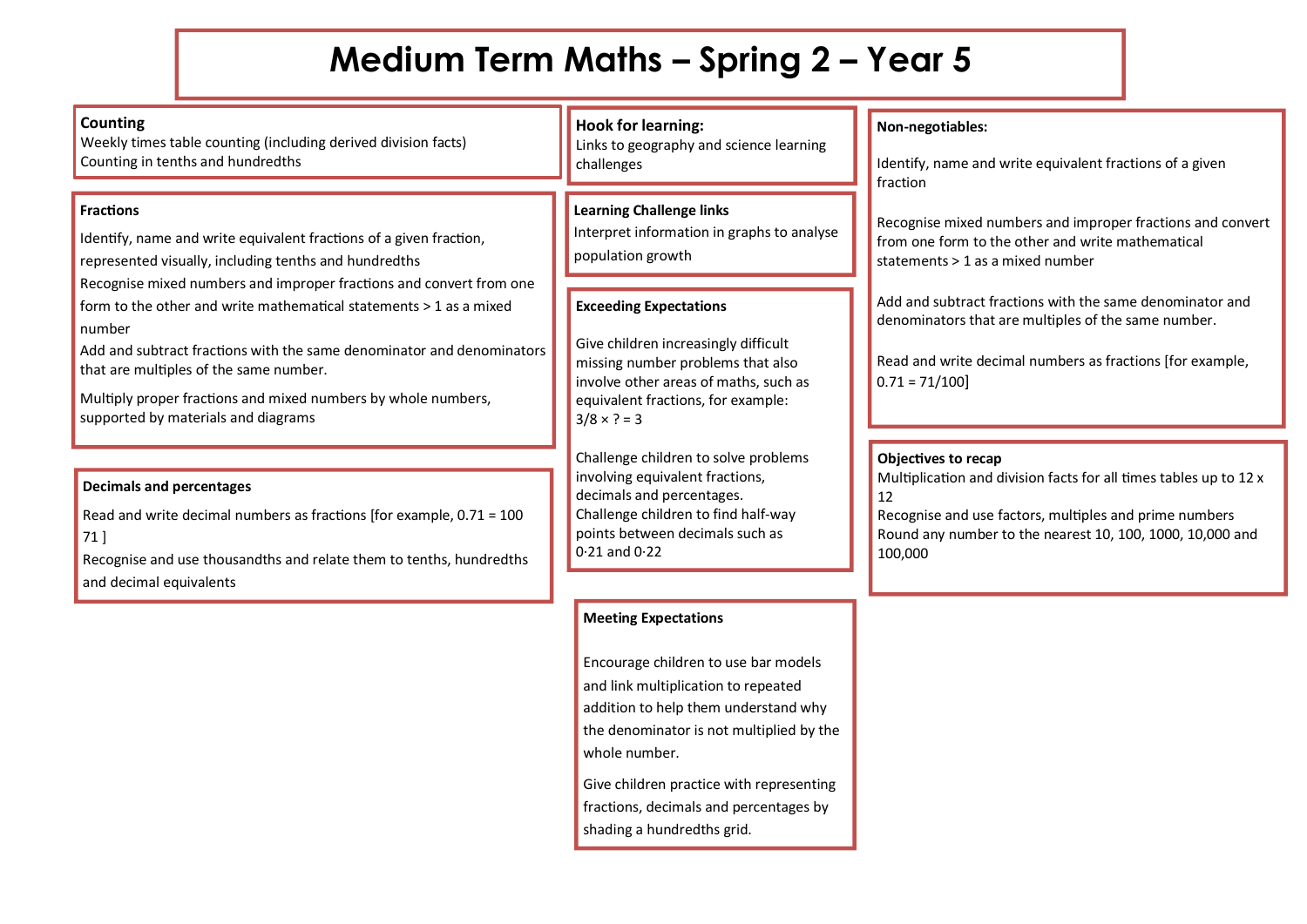# Medium Term Maths – Spring 2 – Year 5

## Counting

Weekly times table counting (including derived division facts)
Counting in tenths and hundredths

## Fractions

Identify, name and write equivalent fractions of a given fraction, represented visually, including tenths and hundredths
Recognise mixed numbers and improper fractions and convert from one form to the other and write mathematical statements > 1 as a mixed number
Add and subtract fractions with the same denominator and denominators that are multiples of the same number.

Multiply proper fractions and mixed numbers by whole numbers, supported by materials and diagrams

## Decimals and percentages

Read and write decimal numbers as fractions [for example, 0.71 = 100 71 ]
Recognise and use thousandths and relate them to tenths, hundredths and decimal equivalents

## Hook for learning:

Links to geography and science learning challenges

## Learning Challenge links

Interpret information in graphs to analyse population growth

## Exceeding Expectations

Give children increasingly difficult missing number problems that also involve other areas of maths, such as equivalent fractions, for example: $3/8 \times ? = 3$

Challenge children to solve problems involving equivalent fractions, decimals and percentages.
Challenge children to find half-way points between decimals such as 0·21 and 0·22

## Meeting Expectations

Encourage children to use bar models and link multiplication to repeated addition to help them understand why the denominator is not multiplied by the whole number.

Give children practice with representing fractions, decimals and percentages by shading a hundredths grid.

## Non-negotiables:

Identify, name and write equivalent fractions of a given fraction

Recognise mixed numbers and improper fractions and convert from one form to the other and write mathematical statements > 1 as a mixed number

Add and subtract fractions with the same denominator and denominators that are multiples of the same number.

Read and write decimal numbers as fractions [for example, 0.71 = 71/100]

## Objectives to recap

Multiplication and division facts for all times tables up to 12 x 12
Recognise and use factors, multiples and prime numbers
Round any number to the nearest 10, 100, 1000, 10,000 and 100,000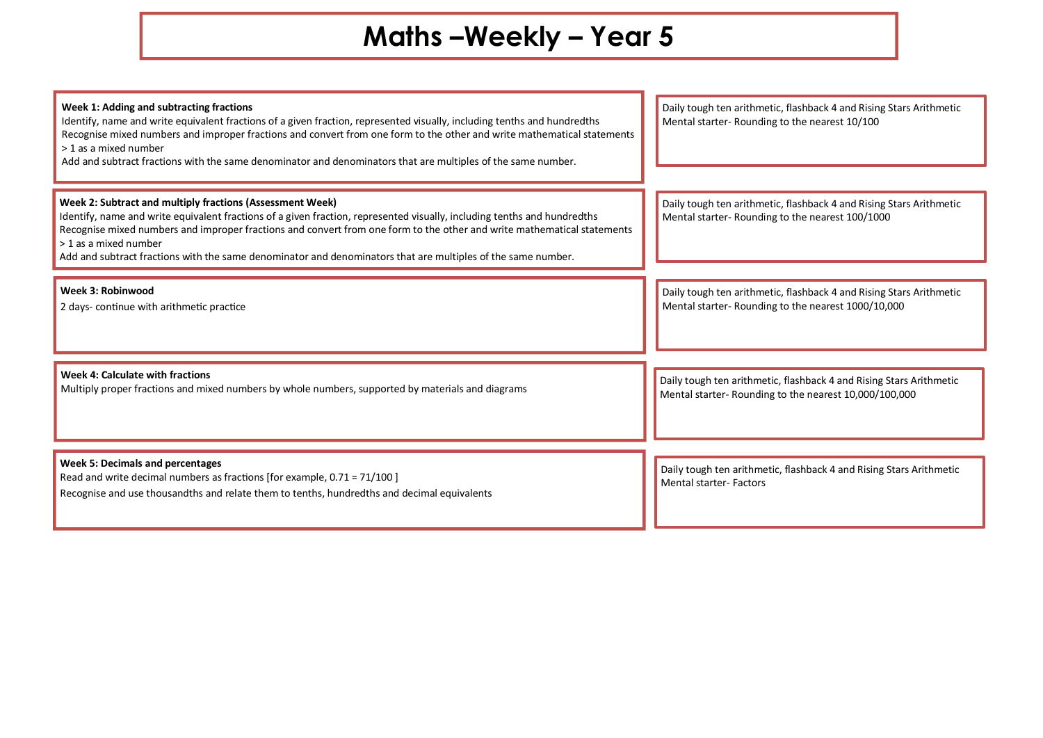# Maths –Weekly – Year 5

| | |
|---|---|
| **Week 1: Adding and subtracting fractions**<br>Identify, name and write equivalent fractions of a given fraction, represented visually, including tenths and hundredths<br>Recognise mixed numbers and improper fractions and convert from one form to the other and write mathematical statements > 1 as a mixed number<br>Add and subtract fractions with the same denominator and denominators that are multiples of the same number. | Daily tough ten arithmetic, flashback 4 and Rising Stars Arithmetic<br>Mental starter- Rounding to the nearest 10/100 |
| **Week 2: Subtract and multiply fractions (Assessment Week)**<br>Identify, name and write equivalent fractions of a given fraction, represented visually, including tenths and hundredths<br>Recognise mixed numbers and improper fractions and convert from one form to the other and write mathematical statements > 1 as a mixed number<br>Add and subtract fractions with the same denominator and denominators that are multiples of the same number. | Daily tough ten arithmetic, flashback 4 and Rising Stars Arithmetic<br>Mental starter- Rounding to the nearest 100/1000 |
| **Week 3: Robinwood**<br>2 days- continue with arithmetic practice | Daily tough ten arithmetic, flashback 4 and Rising Stars Arithmetic<br>Mental starter- Rounding to the nearest 1000/10,000 |
| **Week 4: Calculate with fractions**<br>Multiply proper fractions and mixed numbers by whole numbers, supported by materials and diagrams | Daily tough ten arithmetic, flashback 4 and Rising Stars Arithmetic<br>Mental starter- Rounding to the nearest 10,000/100,000 |
| **Week 5: Decimals and percentages**<br>Read and write decimal numbers as fractions [for example, 0.71 = 71/100 ]<br>Recognise and use thousandths and relate them to tenths, hundredths and decimal equivalents | Daily tough ten arithmetic, flashback 4 and Rising Stars Arithmetic<br>Mental starter- Factors |